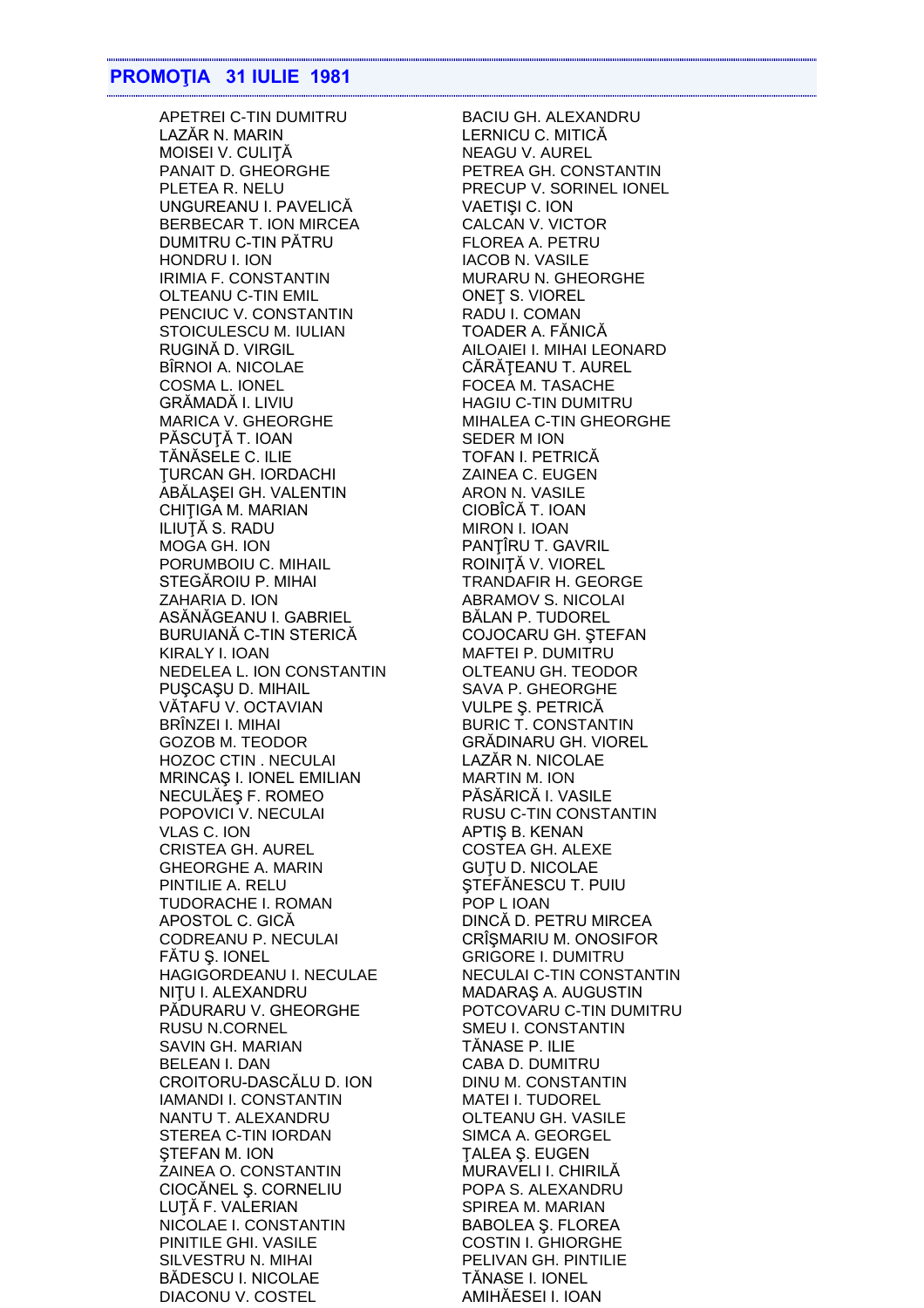## PROMOŢIA 31 IULIE 1981

| | |
|---|---|
| APETREI C-TIN DUMITRU | BACIU GH. ALEXANDRU |
| LAZĂR N. MARIN | LERNICU C. MITICĂ |
| MOISEI V. CULIŢĂ | NEAGU V. AUREL |
| PANAIT D. GHEORGHE | PETREA GH. CONSTANTIN |
| PLETEA R. NELU | PRECUP V. SORINEL IONEL |
| UNGUREANU I. PAVELICĂ | VAETIŞI C. ION |
| BERBECAR T. ION MIRCEA | CALCAN V. VICTOR |
| DUMITRU C-TIN PĂTRU | FLOREA A. PETRU |
| HONDRU I. ION | IACOB N. VASILE |
| IRIMIA F. CONSTANTIN | MURARU N. GHEORGHE |
| OLTEANU C-TIN EMIL | ONEŢ S. VIOREL |
| PENCIUC V. CONSTANTIN | RADU I. COMAN |
| STOICULESCU M. IULIAN | TOADER A. FĂNICĂ |
| RUGINĂ D. VIRGIL | AILOAIEI I. MIHAI LEONARD |
| BÎRNOI A. NICOLAE | CĂRĂŢEANU T. AUREL |
| COSMA L. IONEL | FOCEA M. TASACHE |
| GRĂMADĂ I. LIVIU | HAGIU C-TIN DUMITRU |
| MARICA V. GHEORGHE | MIHALEA C-TIN GHEORGHE |
| PĂSCUŢĂ T. IOAN | SEDER M ION |
| TĂNĂSELE C. ILIE | TOFAN I. PETRICĂ |
| ŢURCAN GH. IORDACHI | ZAINEA C. EUGEN |
| ABĂLAŞEI GH. VALENTIN | ARON N. VASILE |
| CHIŢIGA M. MARIAN | CIOBÎCĂ T. IOAN |
| ILIUŢĂ S. RADU | MIRON I. IOAN |
| MOGA GH. ION | PANŢÎRU T. GAVRIL |
| PORUMBOIU C. MIHAIL | ROINIŢĂ V. VIOREL |
| STEGĂROIU P. MIHAI | TRANDAFIR H. GEORGE |
| ZAHARIA D. ION | ABRAMOV S. NICOLAI |
| ASĂNĂGEANU I. GABRIEL | BĂLAN P. TUDOREL |
| BURUIANĂ C-TIN STERICĂ | COJOCARU GH. ŞTEFAN |
| KIRALY I. IOAN | MAFTEI P. DUMITRU |
| NEDELEA L. ION CONSTANTIN | OLTEANU GH. TEODOR |
| PUŞCAŞU D. MIHAIL | SAVA P. GHEORGHE |
| VĂTAFU V. OCTAVIAN | VULPE Ş. PETRICĂ |
| BRÎNZEI I. MIHAI | BURIC T. CONSTANTIN |
| GOZOB M. TEODOR | GRĂDINARU GH. VIOREL |
| HOZOC CTIN . NECULAI | LAZĂR N. NICOLAE |
| MRINCAŞ I. IONEL EMILIAN | MARTIN M. ION |
| NECULĂEŞ F. ROMEO | PĂSĂRICĂ I. VASILE |
| POPOVICI V. NECULAI | RUSU C-TIN CONSTANTIN |
| VLAS C. ION | APTIŞ B. KENAN |
| CRISTEA GH. AUREL | COSTEA GH. ALEXE |
| GHEORGHE A. MARIN | GUŢU D. NICOLAE |
| PINTILIE A. RELU | ŞTEFĂNESCU T. PUIU |
| TUDORACHE I. ROMAN | POP L IOAN |
| APOSTOL C. GICĂ | DINCĂ D. PETRU MIRCEA |
| CODREANU P. NECULAI | CRÎŞMARIU M. ONOSIFOR |
| FĂTU Ş. IONEL | GRIGORE I. DUMITRU |
| HAGIGORDEANU I. NECULAE | NECULAI C-TIN CONSTANTIN |
| NIŢU I. ALEXANDRU | MADARAŞ A. AUGUSTIN |
| PĂDURARU V. GHEORGHE | POTCOVARU C-TIN DUMITRU |
| RUSU N.CORNEL | SMEU I. CONSTANTIN |
| SAVIN GH. MARIAN | TĂNASE P. ILIE |
| BELEAN I. DAN | CABA D. DUMITRU |
| CROITORU-DASCĂLU D. ION | DINU M. CONSTANTIN |
| IAMANDI I. CONSTANTIN | MATEI I. TUDOREL |
| NANTU T. ALEXANDRU | OLTEANU GH. VASILE |
| STEREA C-TIN IORDAN | SIMCA A. GEORGEL |
| ŞTEFAN M. ION | ŢALEA Ş. EUGEN |
| ZAINEA O. CONSTANTIN | MURAVELI I. CHIRILĂ |
| CIOCĂNEL Ş. CORNELIU | POPA S. ALEXANDRU |
| LUŢĂ F. VALERIAN | SPIREA M. MARIAN |
| NICOLAE I. CONSTANTIN | BABOLEA Ş. FLOREA |
| PINITILE GHI. VASILE | COSTIN I. GHIORGHE |
| SILVESTRU N. MIHAI | PELIVAN GH. PINTILIE |
| BĂDESCU I. NICOLAE | TĂNASE I. IONEL |
| DIACONU V. COSTEL | AMIHĂESEI I. IOAN |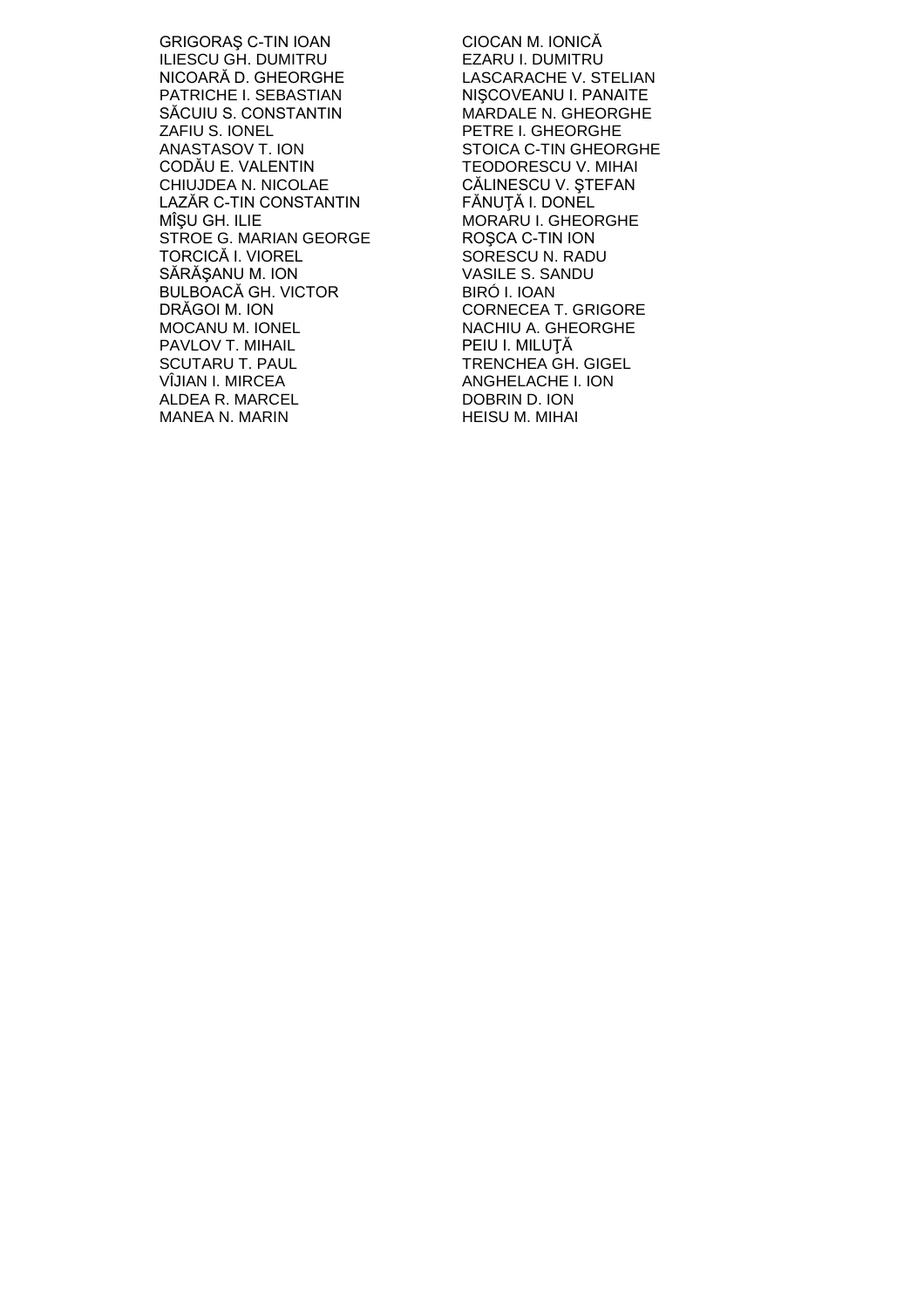GRIGORAŞ C-TIN IOAN
ILIESCU GH. DUMITRU
NICOARĂ D. GHEORGHE
PATRICHE I. SEBASTIAN
SĂCUIU S. CONSTANTIN
ZAFIU S. IONEL
ANASTASOV T. ION
CODĂU E. VALENTIN
CHIUJDEA N. NICOLAE
LAZĂR C-TIN CONSTANTIN
MÎŞU GH. ILIE
STROE G. MARIAN GEORGE
TORCICĂ I. VIOREL
SĂRĂŞANU M. ION
BULBOACĂ GH. VICTOR
DRĂGOI M. ION
MOCANU M. IONEL
PAVLOV T. MIHAIL
SCUTARU T. PAUL
VÎJIAN I. MIRCEA
ALDEA R. MARCEL
MANEA N. MARIN

CIOCAN M. IONICĂ
EZARU I. DUMITRU
LASCARACHE V. STELIAN
NIŞCOVEANU I. PANAITE
MARDALE N. GHEORGHE
PETRE I. GHEORGHE
STOICA C-TIN GHEORGHE
TEODORESCU V. MIHAI
CĂLINESCU V. ŞTEFAN
FĂNUŢĂ I. DONEL
MORARU I. GHEORGHE
ROŞCA C-TIN ION
SORESCU N. RADU
VASILE S. SANDU
BIRÓ I. IOAN
CORNECEA T. GRIGORE
NACHIU A. GHEORGHE
PEIU I. MILUŢĂ
TRENCHEA GH. GIGEL
ANGHELACHE I. ION
DOBRIN D. ION
HEISU M. MIHAI